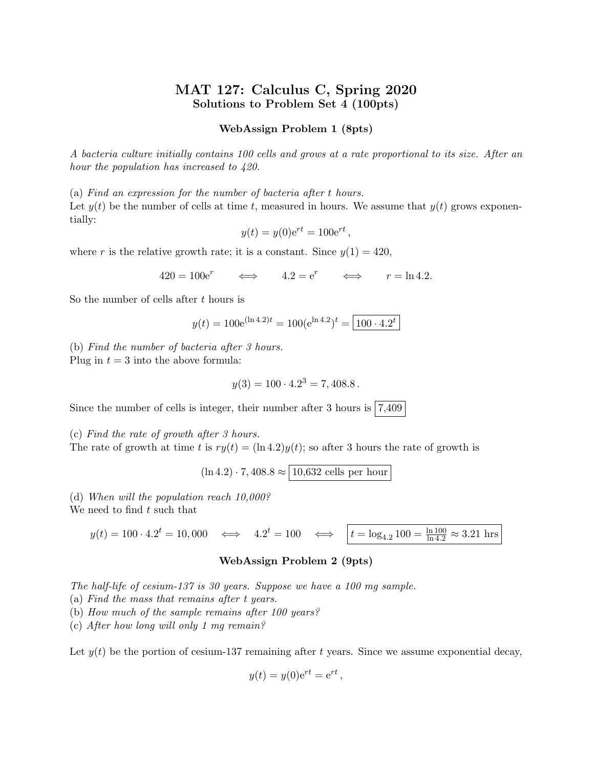# MAT 127: Calculus C, Spring 2020

## Solutions to Problem Set 4 (100pts)

### WebAssign Problem 1 (8pts)

*A bacteria culture initially contains 100 cells and grows at a rate proportional to its size. After an hour the population has increased to 420.*

(a) *Find an expression for the number of bacteria after t hours.*

Let $y(t)$ be the number of cells at time $t$, measured in hours. We assume that $y(t)$ grows exponentially:

$$y(t) = y(0)e^{rt} = 100e^{rt},$$

where $r$ is the relative growth rate; it is a constant. Since $y(1) = 420$,

$$420 = 100e^{r} \qquad \Longleftrightarrow \qquad 4.2 = e^{r} \qquad \Longleftrightarrow \qquad r = \ln 4.2.$$

So the number of cells after $t$ hours is

$$y(t) = 100e^{(\ln 4.2)t} = 100(e^{\ln 4.2})^t = \boxed{100 \cdot 4.2^t}$$

(b) *Find the number of bacteria after 3 hours.*

Plug in $t = 3$ into the above formula:

$$y(3) = 100 \cdot 4.2^3 = 7,408.8\,.$$

Since the number of cells is integer, their number after 3 hours is $\boxed{7,409}$

(c) *Find the rate of growth after 3 hours.*

The rate of growth at time $t$ is $ry(t) = (\ln 4.2)y(t)$; so after 3 hours the rate of growth is

$$(\ln 4.2) \cdot 7,408.8 \approx \boxed{10,632 \text{ cells per hour}}$$

(d) *When will the population reach 10,000?*

We need to find $t$ such that

$$y(t) = 100 \cdot 4.2^t = 10,000 \quad \Longleftrightarrow \quad 4.2^t = 100 \quad \Longleftrightarrow \quad \boxed{t = \log_{4.2} 100 = \frac{\ln 100}{\ln 4.2} \approx 3.21 \text{ hrs}}$$

### WebAssign Problem 2 (9pts)

*The half-life of cesium-137 is 30 years. Suppose we have a 100 mg sample.*

(a) *Find the mass that remains after t years.*

(b) *How much of the sample remains after 100 years?*

(c) *After how long will only 1 mg remain?*

Let $y(t)$ be the portion of cesium-137 remaining after $t$ years. Since we assume exponential decay,

$$y(t) = y(0)e^{rt} = e^{rt},$$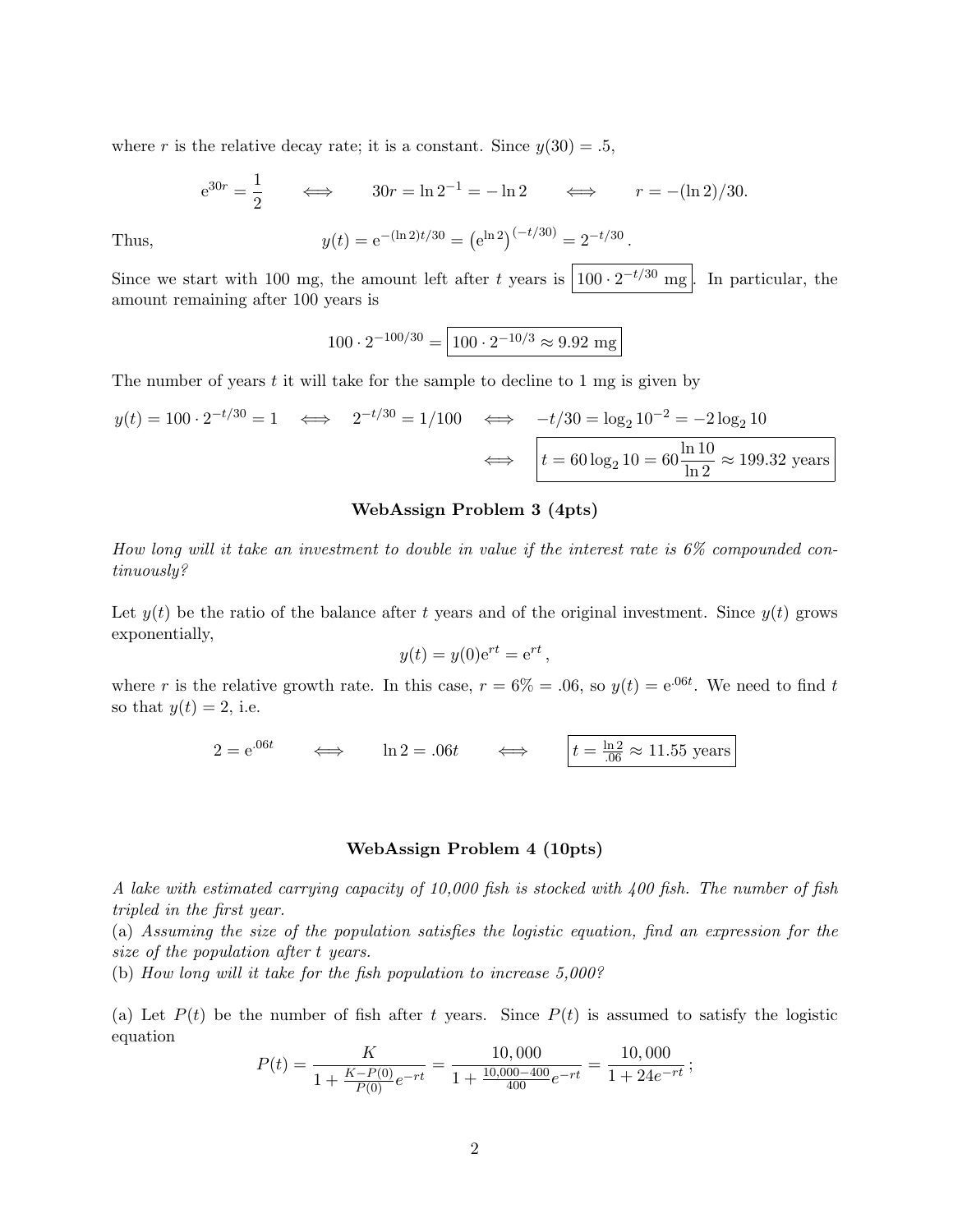where $r$ is the relative decay rate; it is a constant. Since $y(30) = .5$,

$$\mathrm{e}^{30r} = \frac{1}{2} \qquad \Longleftrightarrow \qquad 30r = \ln 2^{-1} = -\ln 2 \qquad \Longleftrightarrow \qquad r = -(\ln 2)/30.$$

Thus,

$$y(t) = \mathrm{e}^{-(\ln 2)t/30} = \left(\mathrm{e}^{\ln 2}\right)^{(-t/30)} = 2^{-t/30}.$$

Since we start with 100 mg, the amount left after $t$ years is $\boxed{100 \cdot 2^{-t/30} \text{ mg}}$. In particular, the amount remaining after 100 years is

$$100 \cdot 2^{-100/30} = \boxed{100 \cdot 2^{-10/3} \approx 9.92 \text{ mg}}$$

The number of years $t$ it will take for the sample to decline to 1 mg is given by

$$y(t) = 100 \cdot 2^{-t/30} = 1 \quad \Longleftrightarrow \quad 2^{-t/30} = 1/100 \quad \Longleftrightarrow \quad -t/30 = \log_2 10^{-2} = -2\log_2 10$$

$$\Longleftrightarrow \quad \boxed{t = 60 \log_2 10 = 60 \frac{\ln 10}{\ln 2} \approx 199.32 \text{ years}}$$

### WebAssign Problem 3 (4pts)

*How long will it take an investment to double in value if the interest rate is 6% compounded continuously?*

Let $y(t)$ be the ratio of the balance after $t$ years and of the original investment. Since $y(t)$ grows exponentially,

$$y(t) = y(0)\mathrm{e}^{rt} = \mathrm{e}^{rt},$$

where $r$ is the relative growth rate. In this case, $r = 6\% = .06$, so $y(t) = \mathrm{e}^{.06t}$. We need to find $t$ so that $y(t) = 2$, i.e.

$$2 = \mathrm{e}^{.06t} \qquad \Longleftrightarrow \qquad \ln 2 = .06t \qquad \Longleftrightarrow \qquad \boxed{t = \tfrac{\ln 2}{.06} \approx 11.55 \text{ years}}$$

### WebAssign Problem 4 (10pts)

*A lake with estimated carrying capacity of 10,000 fish is stocked with 400 fish. The number of fish tripled in the first year.*

(a) *Assuming the size of the population satisfies the logistic equation, find an expression for the size of the population after t years.*

(b) *How long will it take for the fish population to increase 5,000?*

(a) Let $P(t)$ be the number of fish after $t$ years. Since $P(t)$ is assumed to satisfy the logistic equation

$$P(t) = \frac{K}{1 + \frac{K - P(0)}{P(0)} e^{-rt}} = \frac{10,000}{1 + \frac{10,000 - 400}{400} e^{-rt}} = \frac{10,000}{1 + 24e^{-rt}};$$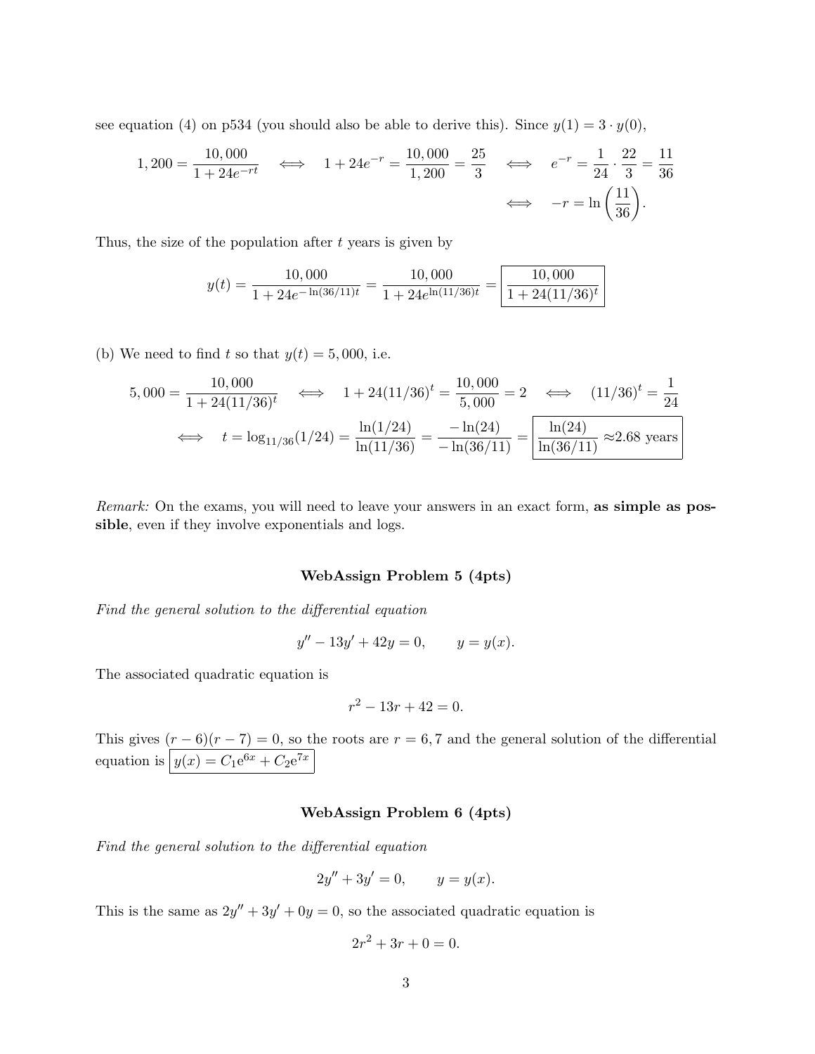see equation (4) on p534 (you should also be able to derive this). Since $y(1) = 3 \cdot y(0)$,

$$1,200 = \frac{10,000}{1+24e^{-rt}} \iff 1+24e^{-r} = \frac{10,000}{1,200} = \frac{25}{3} \iff e^{-r} = \frac{1}{24}\cdot\frac{22}{3} = \frac{11}{36}$$

$$\iff -r = \ln\left(\frac{11}{36}\right).$$

Thus, the size of the population after $t$ years is given by

$$y(t) = \frac{10,000}{1+24e^{-\ln(36/11)t}} = \frac{10,000}{1+24e^{\ln(11/36)t}} = \boxed{\frac{10,000}{1+24(11/36)^t}}$$

(b) We need to find $t$ so that $y(t) = 5,000$, i.e.

$$5,000 = \frac{10,000}{1+24(11/36)^t} \iff 1+24(11/36)^t = \frac{10,000}{5,000} = 2 \iff (11/36)^t = \frac{1}{24}$$

$$\iff t = \log_{11/36}(1/24) = \frac{\ln(1/24)}{\ln(11/36)} = \frac{-\ln(24)}{-\ln(36/11)} = \boxed{\frac{\ln(24)}{\ln(36/11)} \approx 2.68 \text{ years}}$$

*Remark:* On the exams, you will need to leave your answers in an exact form, **as simple as possible**, even if they involve exponentials and logs.

### WebAssign Problem 5 (4pts)

*Find the general solution to the differential equation*

$$y'' - 13y' + 42y = 0, \qquad y = y(x).$$

The associated quadratic equation is

$$r^2 - 13r + 42 = 0.$$

This gives $(r-6)(r-7) = 0$, so the roots are $r = 6, 7$ and the general solution of the differential equation is $\boxed{y(x) = C_1 e^{6x} + C_2 e^{7x}}$

### WebAssign Problem 6 (4pts)

*Find the general solution to the differential equation*

$$2y'' + 3y' = 0, \qquad y = y(x).$$

This is the same as $2y'' + 3y' + 0y = 0$, so the associated quadratic equation is

$$2r^2 + 3r + 0 = 0.$$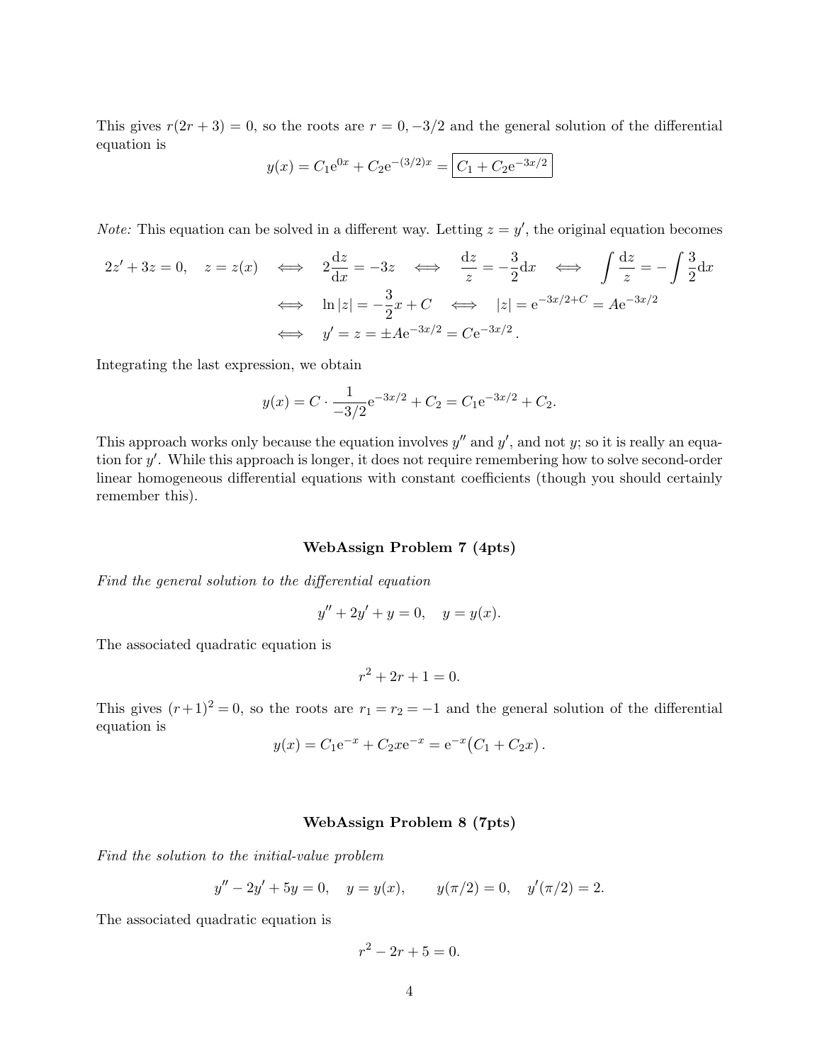This gives $r(2r+3)=0$, so the roots are $r=0,-3/2$ and the general solution of the differential equation is

$$y(x) = C_1 \mathrm{e}^{0x} + C_2 \mathrm{e}^{-(3/2)x} = \boxed{C_1 + C_2 \mathrm{e}^{-3x/2}}$$

*Note:* This equation can be solved in a different way. Letting $z = y'$, the original equation becomes

$$\begin{aligned}
2z' + 3z = 0, \quad z = z(x) \quad &\iff \quad 2\frac{\mathrm{d}z}{\mathrm{d}x} = -3z \quad \iff \quad \frac{\mathrm{d}z}{z} = -\frac{3}{2}\mathrm{d}x \quad \iff \quad \int \frac{\mathrm{d}z}{z} = -\int \frac{3}{2}\mathrm{d}x \\
&\iff \quad \ln|z| = -\frac{3}{2}x + C \quad \iff \quad |z| = \mathrm{e}^{-3x/2+C} = A\mathrm{e}^{-3x/2} \\
&\iff \quad y' = z = \pm A\mathrm{e}^{-3x/2} = C\mathrm{e}^{-3x/2}.
\end{aligned}$$

Integrating the last expression, we obtain

$$y(x) = C \cdot \frac{1}{-3/2}\mathrm{e}^{-3x/2} + C_2 = C_1 \mathrm{e}^{-3x/2} + C_2.$$

This approach works only because the equation involves $y''$ and $y'$, and not $y$; so it is really an equation for $y'$. While this approach is longer, it does not require remembering how to solve second-order linear homogeneous differential equations with constant coefficients (though you should certainly remember this).

### WebAssign Problem 7 (4pts)

*Find the general solution to the differential equation*

$$y'' + 2y' + y = 0, \quad y = y(x).$$

The associated quadratic equation is

$$r^2 + 2r + 1 = 0.$$

This gives $(r+1)^2 = 0$, so the roots are $r_1 = r_2 = -1$ and the general solution of the differential equation is

$$y(x) = C_1 \mathrm{e}^{-x} + C_2 x \mathrm{e}^{-x} = \mathrm{e}^{-x}\big(C_1 + C_2 x\big).$$

### WebAssign Problem 8 (7pts)

*Find the solution to the initial-value problem*

$$y'' - 2y' + 5y = 0, \quad y = y(x), \qquad y(\pi/2) = 0, \quad y'(\pi/2) = 2.$$

The associated quadratic equation is

$$r^2 - 2r + 5 = 0.$$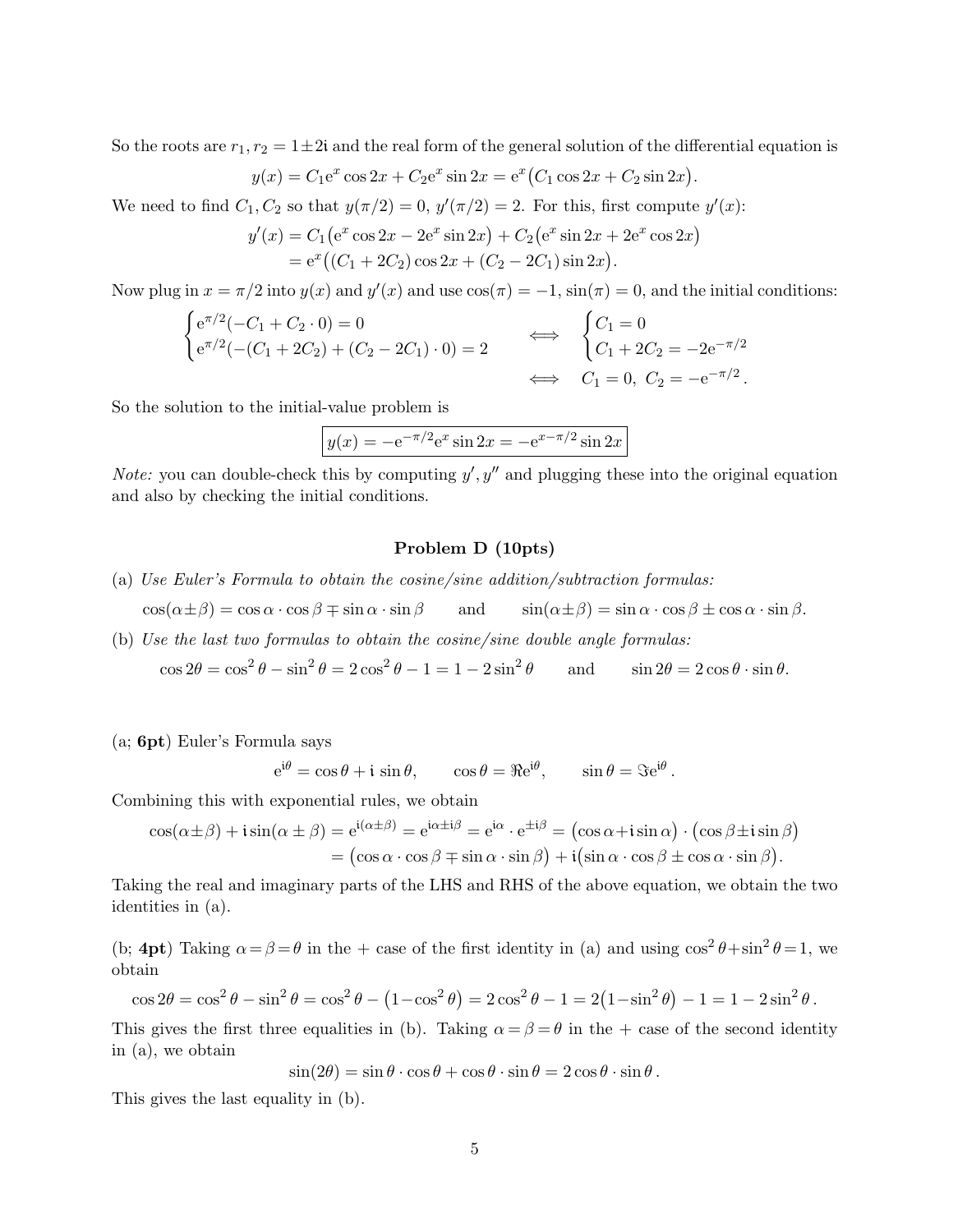So the roots are $r_1, r_2 = 1 \pm 2\mathrm{i}$ and the real form of the general solution of the differential equation is

$$y(x) = C_1 e^x \cos 2x + C_2 e^x \sin 2x = e^x \big(C_1 \cos 2x + C_2 \sin 2x\big).$$

We need to find $C_1, C_2$ so that $y(\pi/2) = 0$, $y'(\pi/2) = 2$. For this, first compute $y'(x)$:

$$\begin{aligned} y'(x) &= C_1\big(e^x \cos 2x - 2e^x \sin 2x\big) + C_2\big(e^x \sin 2x + 2e^x \cos 2x\big) \\ &= e^x\big((C_1 + 2C_2)\cos 2x + (C_2 - 2C_1)\sin 2x\big). \end{aligned}$$

Now plug in $x = \pi/2$ into $y(x)$ and $y'(x)$ and use $\cos(\pi) = -1$, $\sin(\pi) = 0$, and the initial conditions:

$$\begin{cases} e^{\pi/2}(-C_1 + C_2 \cdot 0) = 0 \\ e^{\pi/2}(-(C_1 + 2C_2) + (C_2 - 2C_1)\cdot 0) = 2 \end{cases} \iff \begin{cases} C_1 = 0 \\ C_1 + 2C_2 = -2e^{-\pi/2} \end{cases}$$

$$\iff \quad C_1 = 0,\ C_2 = -e^{-\pi/2}.$$

So the solution to the initial-value problem is

$$\boxed{y(x) = -e^{-\pi/2} e^x \sin 2x = -e^{x-\pi/2} \sin 2x}$$

*Note:* you can double-check this by computing $y', y''$ and plugging these into the original equation and also by checking the initial conditions.

### Problem D (10pts)

(a) *Use Euler's Formula to obtain the cosine/sine addition/subtraction formulas:*

$$\cos(\alpha \pm \beta) = \cos\alpha \cdot \cos\beta \mp \sin\alpha \cdot \sin\beta \qquad \text{and} \qquad \sin(\alpha \pm \beta) = \sin\alpha \cdot \cos\beta \pm \cos\alpha \cdot \sin\beta.$$

(b) *Use the last two formulas to obtain the cosine/sine double angle formulas:*

$$\cos 2\theta = \cos^2\theta - \sin^2\theta = 2\cos^2\theta - 1 = 1 - 2\sin^2\theta \qquad \text{and} \qquad \sin 2\theta = 2\cos\theta \cdot \sin\theta.$$

(a; **6pt**) Euler's Formula says

$$e^{\mathrm{i}\theta} = \cos\theta + \mathrm{i}\sin\theta, \qquad \cos\theta = \Re e^{\mathrm{i}\theta}, \qquad \sin\theta = \Im e^{\mathrm{i}\theta}.$$

Combining this with exponential rules, we obtain

$$\begin{aligned} \cos(\alpha \pm \beta) + \mathrm{i}\sin(\alpha \pm \beta) &= e^{\mathrm{i}(\alpha \pm \beta)} = e^{\mathrm{i}\alpha \pm \mathrm{i}\beta} = e^{\mathrm{i}\alpha} \cdot e^{\pm \mathrm{i}\beta} = \big(\cos\alpha + \mathrm{i}\sin\alpha\big)\cdot\big(\cos\beta \pm \mathrm{i}\sin\beta\big) \\ &= \big(\cos\alpha \cdot \cos\beta \mp \sin\alpha \cdot \sin\beta\big) + \mathrm{i}\big(\sin\alpha \cdot \cos\beta \pm \cos\alpha \cdot \sin\beta\big). \end{aligned}$$

Taking the real and imaginary parts of the LHS and RHS of the above equation, we obtain the two identities in (a).

(b; **4pt**) Taking $\alpha = \beta = \theta$ in the + case of the first identity in (a) and using $\cos^2\theta + \sin^2\theta = 1$, we obtain

$$\cos 2\theta = \cos^2\theta - \sin^2\theta = \cos^2\theta - \big(1 - \cos^2\theta\big) = 2\cos^2\theta - 1 = 2\big(1 - \sin^2\theta\big) - 1 = 1 - 2\sin^2\theta.$$

This gives the first three equalities in (b). Taking $\alpha = \beta = \theta$ in the + case of the second identity in (a), we obtain

$$\sin(2\theta) = \sin\theta \cdot \cos\theta + \cos\theta \cdot \sin\theta = 2\cos\theta \cdot \sin\theta.$$

This gives the last equality in (b).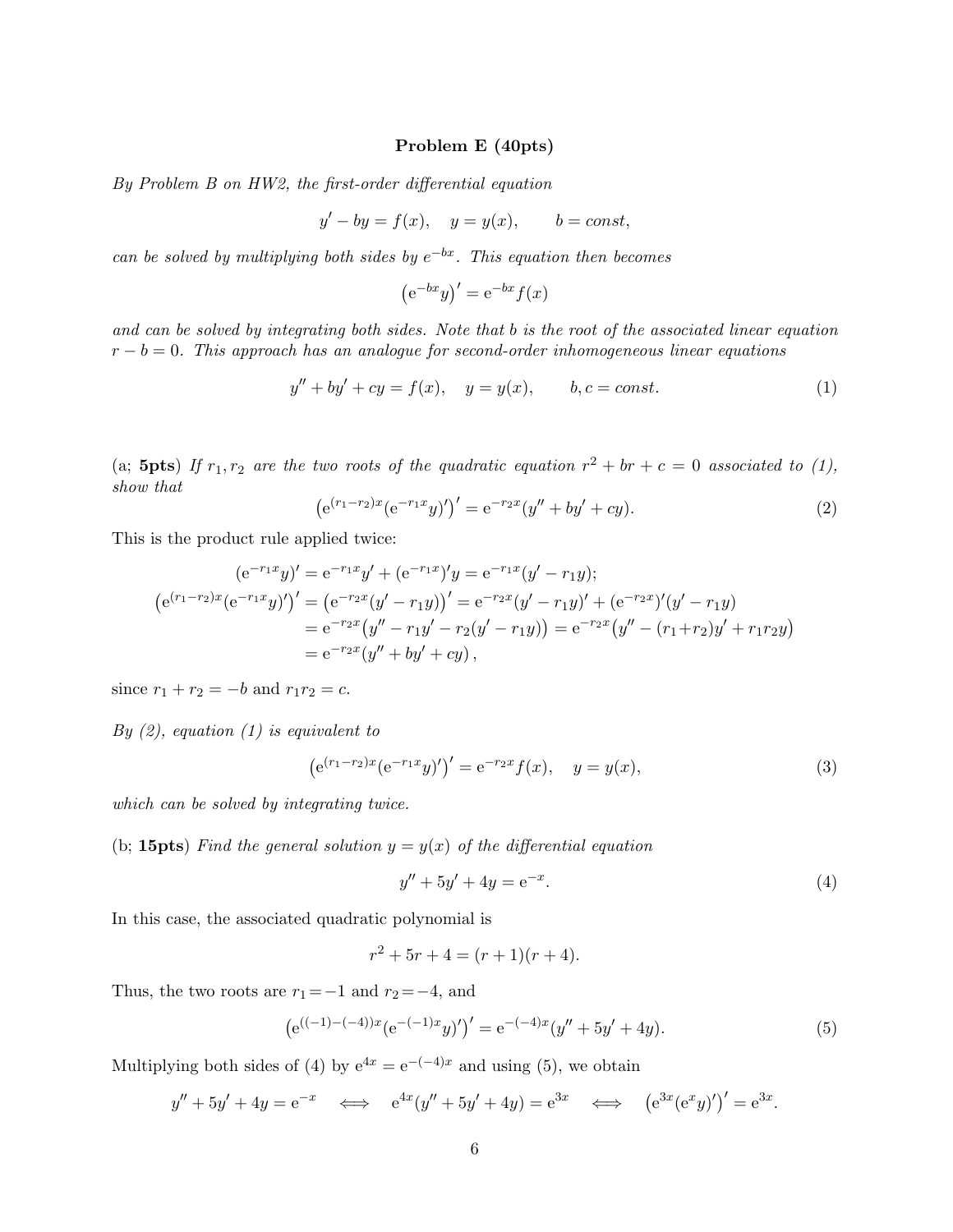**Problem E (40pts)**

*By Problem B on HW2, the first-order differential equation*

$$y' - by = f(x), \quad y = y(x), \qquad b = const,$$

*can be solved by multiplying both sides by $e^{-bx}$. This equation then becomes*

$$\left(e^{-bx}y\right)' = e^{-bx}f(x)$$

*and can be solved by integrating both sides. Note that b is the root of the associated linear equation $r - b = 0$. This approach has an analogue for second-order inhomogeneous linear equations*

$$y'' + by' + cy = f(x), \quad y = y(x), \qquad b, c = const. \tag{1}$$

(a; **5pts**) *If $r_1, r_2$ are the two roots of the quadratic equation $r^2 + br + c = 0$ associated to (1), show that*

$$\left(e^{(r_1-r_2)x}(e^{-r_1x}y)'\right)' = e^{-r_2x}(y'' + by' + cy). \tag{2}$$

This is the product rule applied twice:

$$\begin{aligned}
(e^{-r_1x}y)' &= e^{-r_1x}y' + (e^{-r_1x})'y = e^{-r_1x}(y' - r_1y); \\
\left(e^{(r_1-r_2)x}(e^{-r_1x}y)'\right)' &= \left(e^{-r_2x}(y' - r_1y)\right)' = e^{-r_2x}(y' - r_1y)' + (e^{-r_2x})'(y' - r_1y) \\
&= e^{-r_2x}\big(y'' - r_1y' - r_2(y' - r_1y)\big) = e^{-r_2x}\big(y'' - (r_1+r_2)y' + r_1r_2y\big) \\
&= e^{-r_2x}(y'' + by' + cy)\,,
\end{aligned}$$

since $r_1 + r_2 = -b$ and $r_1r_2 = c$.

*By (2), equation (1) is equivalent to*

$$\left(e^{(r_1-r_2)x}(e^{-r_1x}y)'\right)' = e^{-r_2x}f(x), \quad y = y(x), \tag{3}$$

*which can be solved by integrating twice.*

(b; **15pts**) *Find the general solution $y = y(x)$ of the differential equation*

$$y'' + 5y' + 4y = e^{-x}. \tag{4}$$

In this case, the associated quadratic polynomial is

$$r^2 + 5r + 4 = (r + 1)(r + 4).$$

Thus, the two roots are $r_1 = -1$ and $r_2 = -4$, and

$$\left(e^{((-1)-(-4))x}(e^{-(-1)x}y)'\right)' = e^{-(-4)x}(y'' + 5y' + 4y). \tag{5}$$

Multiplying both sides of (4) by $e^{4x} = e^{-(-4)x}$ and using (5), we obtain

$$y'' + 5y' + 4y = e^{-x} \quad \Longleftrightarrow \quad e^{4x}(y'' + 5y' + 4y) = e^{3x} \quad \Longleftrightarrow \quad \left(e^{3x}(e^{x}y)'\right)' = e^{3x}.$$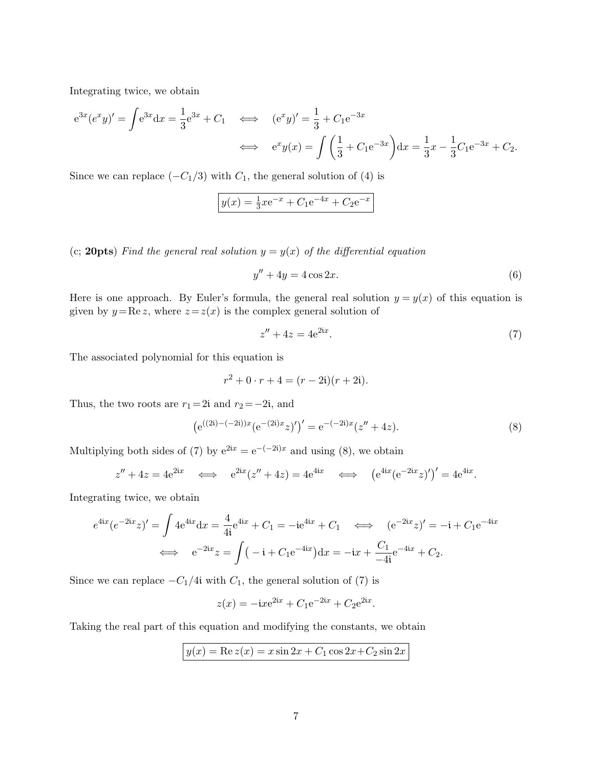Integrating twice, we obtain

$$\mathrm{e}^{3x}(e^x y)' = \int \mathrm{e}^{3x}\mathrm{d}x = \frac{1}{3}\mathrm{e}^{3x} + C_1 \quad \Longleftrightarrow \quad (\mathrm{e}^x y)' = \frac{1}{3} + C_1\mathrm{e}^{-3x}$$

$$\Longleftrightarrow \quad \mathrm{e}^x y(x) = \int \left(\frac{1}{3} + C_1\mathrm{e}^{-3x}\right)\mathrm{d}x = \frac{1}{3}x - \frac{1}{3}C_1\mathrm{e}^{-3x} + C_2.$$

Since we can replace $(-C_1/3)$ with $C_1$, the general solution of (4) is

$$\boxed{y(x) = \tfrac{1}{3}x\mathrm{e}^{-x} + C_1\mathrm{e}^{-4x} + C_2\mathrm{e}^{-x}}$$

(c; **20pts**) *Find the general real solution $y = y(x)$ of the differential equation*

$$y'' + 4y = 4\cos 2x. \tag{6}$$

Here is one approach. By Euler's formula, the general real solution $y = y(x)$ of this equation is given by $y = \mathrm{Re}\, z$, where $z = z(x)$ is the complex general solution of

$$z'' + 4z = 4\mathrm{e}^{2\mathrm{i}x}. \tag{7}$$

The associated polynomial for this equation is

$$r^2 + 0 \cdot r + 4 = (r - 2\mathrm{i})(r + 2\mathrm{i}).$$

Thus, the two roots are $r_1 = 2\mathrm{i}$ and $r_2 = -2\mathrm{i}$, and

$$\left(\mathrm{e}^{((2\mathrm{i})-(-2\mathrm{i}))x}(\mathrm{e}^{-(2\mathrm{i})x}z)'\right)' = \mathrm{e}^{-(-2\mathrm{i})x}(z'' + 4z). \tag{8}$$

Multiplying both sides of (7) by $\mathrm{e}^{2\mathrm{i}x} = \mathrm{e}^{-(-2\mathrm{i})x}$ and using (8), we obtain

$$z'' + 4z = 4\mathrm{e}^{2\mathrm{i}x} \quad \Longleftrightarrow \quad \mathrm{e}^{2\mathrm{i}x}(z'' + 4z) = 4\mathrm{e}^{4\mathrm{i}x} \quad \Longleftrightarrow \quad \left(\mathrm{e}^{4\mathrm{i}x}(\mathrm{e}^{-2\mathrm{i}x}z)'\right)' = 4\mathrm{e}^{4\mathrm{i}x}.$$

Integrating twice, we obtain

$$e^{4\mathrm{i}x}(e^{-2\mathrm{i}x}z)' = \int 4\mathrm{e}^{4\mathrm{i}x}\mathrm{d}x = \frac{4}{4\mathrm{i}}\mathrm{e}^{4\mathrm{i}x} + C_1 = -\mathrm{i}\mathrm{e}^{4\mathrm{i}x} + C_1 \quad \Longleftrightarrow \quad (\mathrm{e}^{-2\mathrm{i}x}z)' = -\mathrm{i} + C_1\mathrm{e}^{-4\mathrm{i}x}$$

$$\Longleftrightarrow \quad \mathrm{e}^{-2\mathrm{i}x}z = \int \left(-\mathrm{i} + C_1\mathrm{e}^{-4\mathrm{i}x}\right)\mathrm{d}x = -\mathrm{i}x + \frac{C_1}{-4\mathrm{i}}\mathrm{e}^{-4\mathrm{i}x} + C_2.$$

Since we can replace $-C_1/4\mathrm{i}$ with $C_1$, the general solution of (7) is

$$z(x) = -\mathrm{i}x\mathrm{e}^{2\mathrm{i}x} + C_1\mathrm{e}^{-2\mathrm{i}x} + C_2\mathrm{e}^{2\mathrm{i}x}.$$

Taking the real part of this equation and modifying the constants, we obtain

$$\boxed{y(x) = \mathrm{Re}\, z(x) = x\sin 2x + C_1\cos 2x + C_2\sin 2x}$$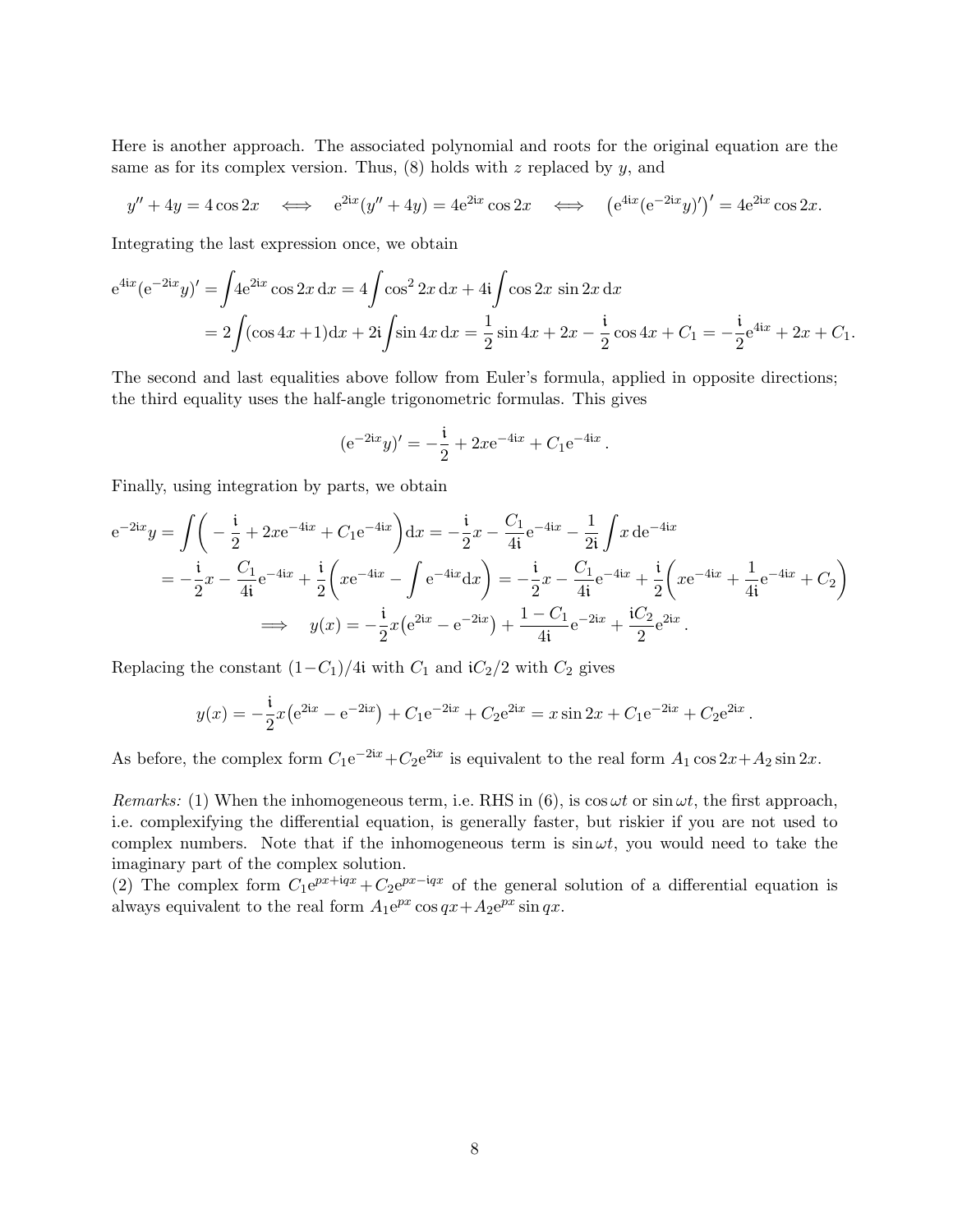Here is another approach. The associated polynomial and roots for the original equation are the same as for its complex version. Thus, (8) holds with $z$ replaced by $y$, and

$$y'' + 4y = 4\cos 2x \quad \Longleftrightarrow \quad \mathrm{e}^{2\mathrm{i}x}(y'' + 4y) = 4\mathrm{e}^{2\mathrm{i}x}\cos 2x \quad \Longleftrightarrow \quad \left(\mathrm{e}^{4\mathrm{i}x}(\mathrm{e}^{-2\mathrm{i}x}y)'\right)' = 4\mathrm{e}^{2\mathrm{i}x}\cos 2x.$$

Integrating the last expression once, we obtain

$$\begin{aligned}
\mathrm{e}^{4\mathrm{i}x}(\mathrm{e}^{-2\mathrm{i}x}y)' &= \int 4\mathrm{e}^{2\mathrm{i}x}\cos 2x\,\mathrm{d}x = 4\int \cos^2 2x\,\mathrm{d}x + 4\mathrm{i}\int \cos 2x\,\sin 2x\,\mathrm{d}x \\
&= 2\int (\cos 4x + 1)\mathrm{d}x + 2\mathrm{i}\int \sin 4x\,\mathrm{d}x = \frac{1}{2}\sin 4x + 2x - \frac{\mathrm{i}}{2}\cos 4x + C_1 = -\frac{\mathrm{i}}{2}\mathrm{e}^{4\mathrm{i}x} + 2x + C_1.
\end{aligned}$$

The second and last equalities above follow from Euler's formula, applied in opposite directions; the third equality uses the half-angle trigonometric formulas. This gives

$$(\mathrm{e}^{-2\mathrm{i}x}y)' = -\frac{\mathrm{i}}{2} + 2x\mathrm{e}^{-4\mathrm{i}x} + C_1\mathrm{e}^{-4\mathrm{i}x}.$$

Finally, using integration by parts, we obtain

$$\begin{aligned}
\mathrm{e}^{-2\mathrm{i}x}y &= \int\left(-\frac{\mathrm{i}}{2} + 2x\mathrm{e}^{-4\mathrm{i}x} + C_1\mathrm{e}^{-4\mathrm{i}x}\right)\mathrm{d}x = -\frac{\mathrm{i}}{2}x - \frac{C_1}{4\mathrm{i}}\mathrm{e}^{-4\mathrm{i}x} - \frac{1}{2\mathrm{i}}\int x\,\mathrm{d}\mathrm{e}^{-4\mathrm{i}x} \\
&= -\frac{\mathrm{i}}{2}x - \frac{C_1}{4\mathrm{i}}\mathrm{e}^{-4\mathrm{i}x} + \frac{\mathrm{i}}{2}\left(x\mathrm{e}^{-4\mathrm{i}x} - \int \mathrm{e}^{-4\mathrm{i}x}\mathrm{d}x\right) = -\frac{\mathrm{i}}{2}x - \frac{C_1}{4\mathrm{i}}\mathrm{e}^{-4\mathrm{i}x} + \frac{\mathrm{i}}{2}\left(x\mathrm{e}^{-4\mathrm{i}x} + \frac{1}{4\mathrm{i}}\mathrm{e}^{-4\mathrm{i}x} + C_2\right) \\
&\Longrightarrow \quad y(x) = -\frac{\mathrm{i}}{2}x\left(\mathrm{e}^{2\mathrm{i}x} - \mathrm{e}^{-2\mathrm{i}x}\right) + \frac{1 - C_1}{4\mathrm{i}}\mathrm{e}^{-2\mathrm{i}x} + \frac{\mathrm{i}C_2}{2}\mathrm{e}^{2\mathrm{i}x}.
\end{aligned}$$

Replacing the constant $(1-C_1)/4\mathrm{i}$ with $C_1$ and $\mathrm{i}C_2/2$ with $C_2$ gives

$$y(x) = -\frac{\mathrm{i}}{2}x\left(\mathrm{e}^{2\mathrm{i}x} - \mathrm{e}^{-2\mathrm{i}x}\right) + C_1\mathrm{e}^{-2\mathrm{i}x} + C_2\mathrm{e}^{2\mathrm{i}x} = x\sin 2x + C_1\mathrm{e}^{-2\mathrm{i}x} + C_2\mathrm{e}^{2\mathrm{i}x}.$$

As before, the complex form $C_1\mathrm{e}^{-2\mathrm{i}x} + C_2\mathrm{e}^{2\mathrm{i}x}$ is equivalent to the real form $A_1\cos 2x + A_2\sin 2x$.

*Remarks:* (1) When the inhomogeneous term, i.e. RHS in (6), is $\cos\omega t$ or $\sin\omega t$, the first approach, i.e. complexifying the differential equation, is generally faster, but riskier if you are not used to complex numbers. Note that if the inhomogeneous term is $\sin\omega t$, you would need to take the imaginary part of the complex solution.
(2) The complex form $C_1\mathrm{e}^{px+\mathrm{i}qx} + C_2\mathrm{e}^{px-\mathrm{i}qx}$ of the general solution of a differential equation is always equivalent to the real form $A_1\mathrm{e}^{px}\cos qx + A_2\mathrm{e}^{px}\sin qx$.